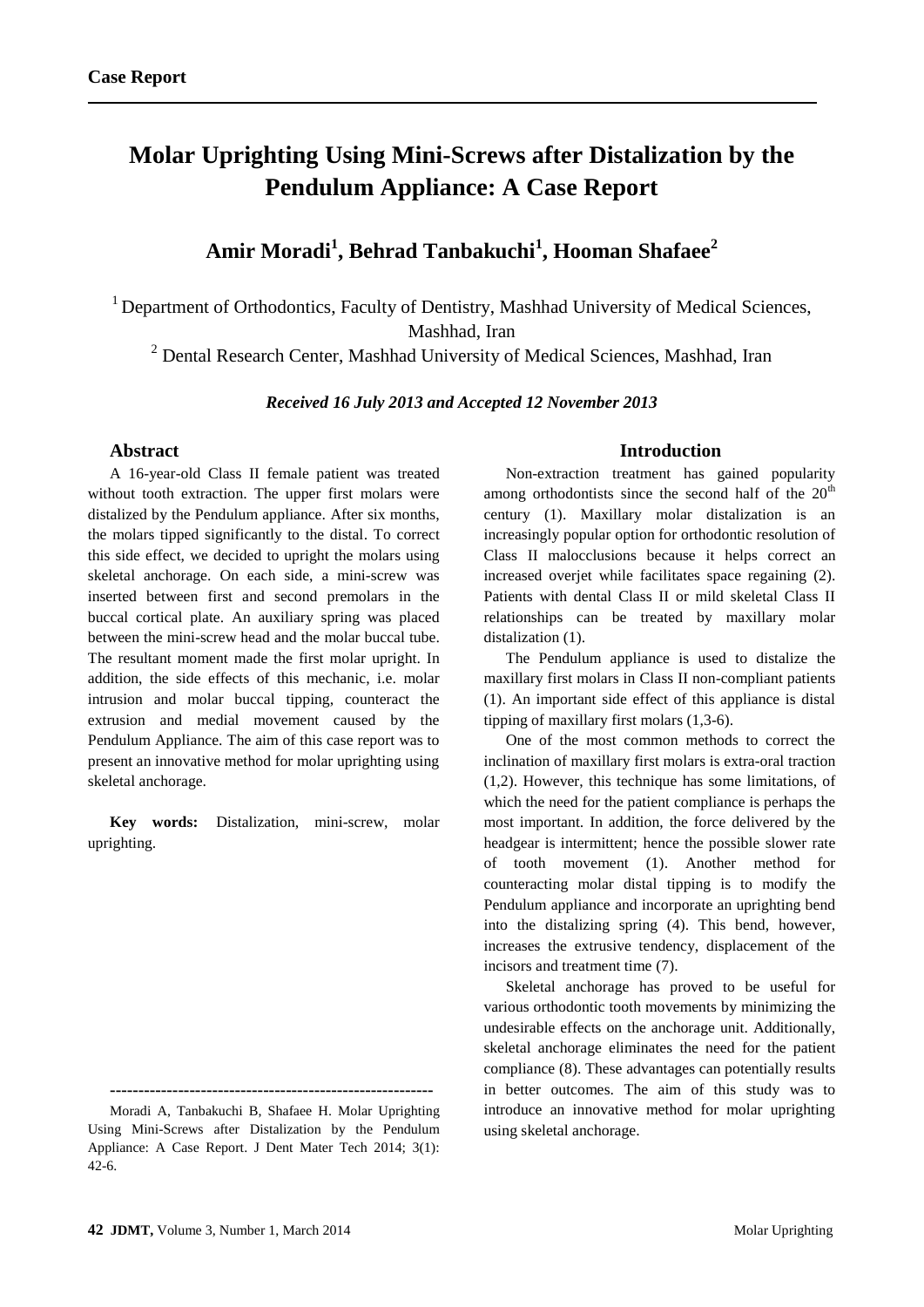**Case Report**

# Molar Uprighting Using Mini-Screws after Distalization by the Pendulum Appliance: A Case Report

## Amir Moradi[1], Behrad Tanbakuchi[1], Hooman Shafaee[2]

[1] Department of Orthodontics, Faculty of Dentistry, Mashhad University of Medical Sciences, Mashhad, Iran

[2] Dental Research Center, Mashhad University of Medical Sciences, Mashhad, Iran

***Received 16 July 2013 and Accepted 12 November 2013***

### Abstract

A 16-year-old Class II female patient was treated without tooth extraction. The upper first molars were distalized by the Pendulum appliance. After six months, the molars tipped significantly to the distal. To correct this side effect, we decided to upright the molars using skeletal anchorage. On each side, a mini-screw was inserted between first and second premolars in the buccal cortical plate. An auxiliary spring was placed between the mini-screw head and the molar buccal tube. The resultant moment made the first molar upright. In addition, the side effects of this mechanic, i.e. molar intrusion and molar buccal tipping, counteract the extrusion and medial movement caused by the Pendulum Appliance. The aim of this case report was to present an innovative method for molar uprighting using skeletal anchorage.

**Key words:** Distalization, mini-screw, molar uprighting.

---

Moradi A, Tanbakuchi B, Shafaee H. Molar Uprighting Using Mini-Screws after Distalization by the Pendulum Appliance: A Case Report. J Dent Mater Tech 2014; 3(1): 42-6.

### Introduction

Non-extraction treatment has gained popularity among orthodontists since the second half of the 20th century (1). Maxillary molar distalization is an increasingly popular option for orthodontic resolution of Class II malocclusions because it helps correct an increased overjet while facilitates space regaining (2). Patients with dental Class II or mild skeletal Class II relationships can be treated by maxillary molar distalization (1).

The Pendulum appliance is used to distalize the maxillary first molars in Class II non-compliant patients (1). An important side effect of this appliance is distal tipping of maxillary first molars (1,3-6).

One of the most common methods to correct the inclination of maxillary first molars is extra-oral traction (1,2). However, this technique has some limitations, of which the need for the patient compliance is perhaps the most important. In addition, the force delivered by the headgear is intermittent; hence the possible slower rate of tooth movement (1). Another method for counteracting molar distal tipping is to modify the Pendulum appliance and incorporate an uprighting bend into the distalizing spring (4). This bend, however, increases the extrusive tendency, displacement of the incisors and treatment time (7).

Skeletal anchorage has proved to be useful for various orthodontic tooth movements by minimizing the undesirable effects on the anchorage unit. Additionally, skeletal anchorage eliminates the need for the patient compliance (8). These advantages can potentially results in better outcomes. The aim of this study was to introduce an innovative method for molar uprighting using skeletal anchorage.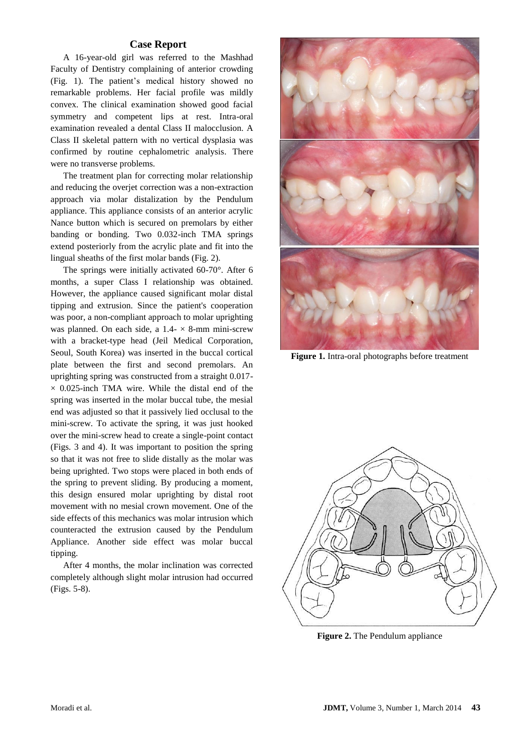## Case Report

A 16-year-old girl was referred to the Mashhad Faculty of Dentistry complaining of anterior crowding (Fig. 1). The patient's medical history showed no remarkable problems. Her facial profile was mildly convex. The clinical examination showed good facial symmetry and competent lips at rest. Intra-oral examination revealed a dental Class II malocclusion. A Class II skeletal pattern with no vertical dysplasia was confirmed by routine cephalometric analysis. There were no transverse problems.

The treatment plan for correcting molar relationship and reducing the overjet correction was a non-extraction approach via molar distalization by the Pendulum appliance. This appliance consists of an anterior acrylic Nance button which is secured on premolars by either banding or bonding. Two 0.032-inch TMA springs extend posteriorly from the acrylic plate and fit into the lingual sheaths of the first molar bands (Fig. 2).

The springs were initially activated 60-70°. After 6 months, a super Class I relationship was obtained. However, the appliance caused significant molar distal tipping and extrusion. Since the patient's cooperation was poor, a non-compliant approach to molar uprighting was planned. On each side, a 1.4- × 8-mm mini-screw with a bracket-type head (Jeil Medical Corporation, Seoul, South Korea) was inserted in the buccal cortical plate between the first and second premolars. An uprighting spring was constructed from a straight 0.017- × 0.025-inch TMA wire. While the distal end of the spring was inserted in the molar buccal tube, the mesial end was adjusted so that it passively lied occlusal to the mini-screw. To activate the spring, it was just hooked over the mini-screw head to create a single-point contact (Figs. 3 and 4). It was important to position the spring so that it was not free to slide distally as the molar was being uprighted. Two stops were placed in both ends of the spring to prevent sliding. By producing a moment, this design ensured molar uprighting by distal root movement with no mesial crown movement. One of the side effects of this mechanics was molar intrusion which counteracted the extrusion caused by the Pendulum Appliance. Another side effect was molar buccal tipping.

After 4 months, the molar inclination was corrected completely although slight molar intrusion had occurred (Figs. 5-8).

**Figure 1.** Intra-oral photographs before treatment

**Figure 2.** The Pendulum appliance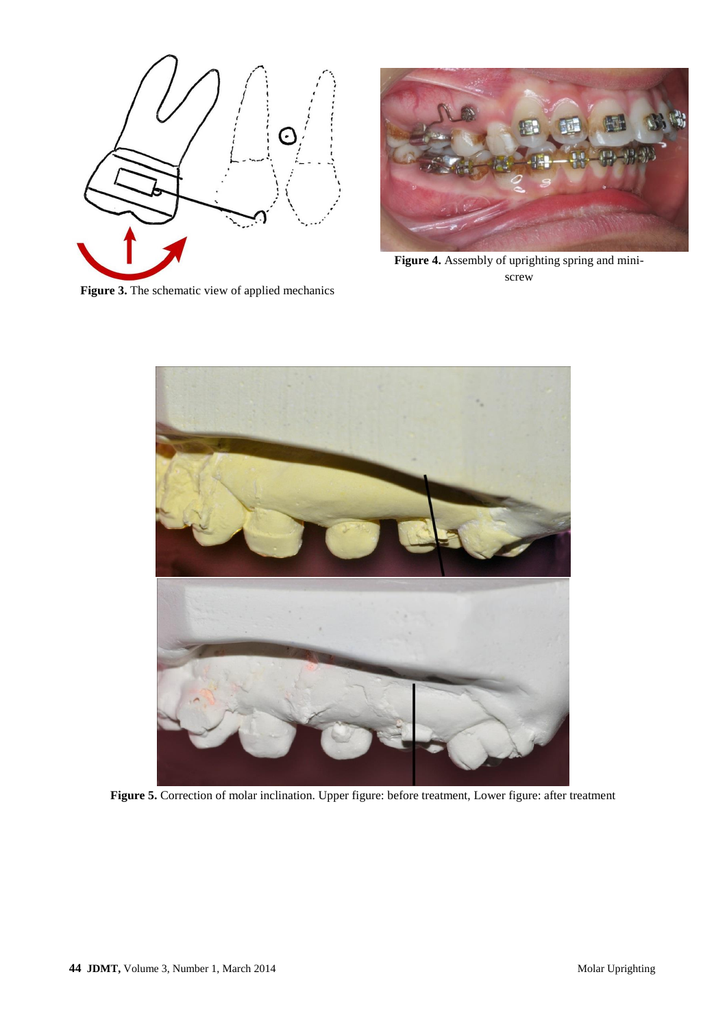Figure 3. The schematic view of applied mechanics

Figure 4. Assembly of uprighting spring and mini-screw

Figure 5. Correction of molar inclination. Upper figure: before treatment, Lower figure: after treatment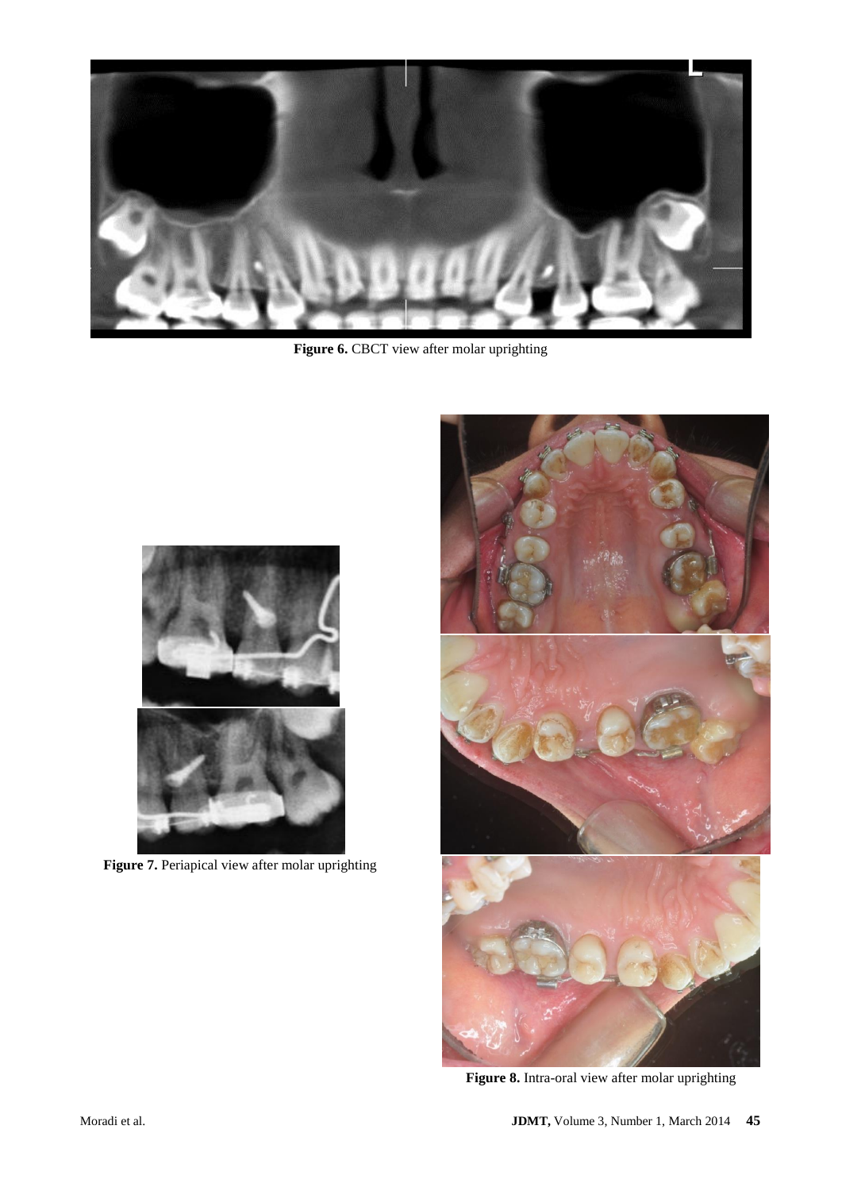**Figure 6.** CBCT view after molar uprighting

**Figure 7.** Periapical view after molar uprighting

**Figure 8.** Intra-oral view after molar uprighting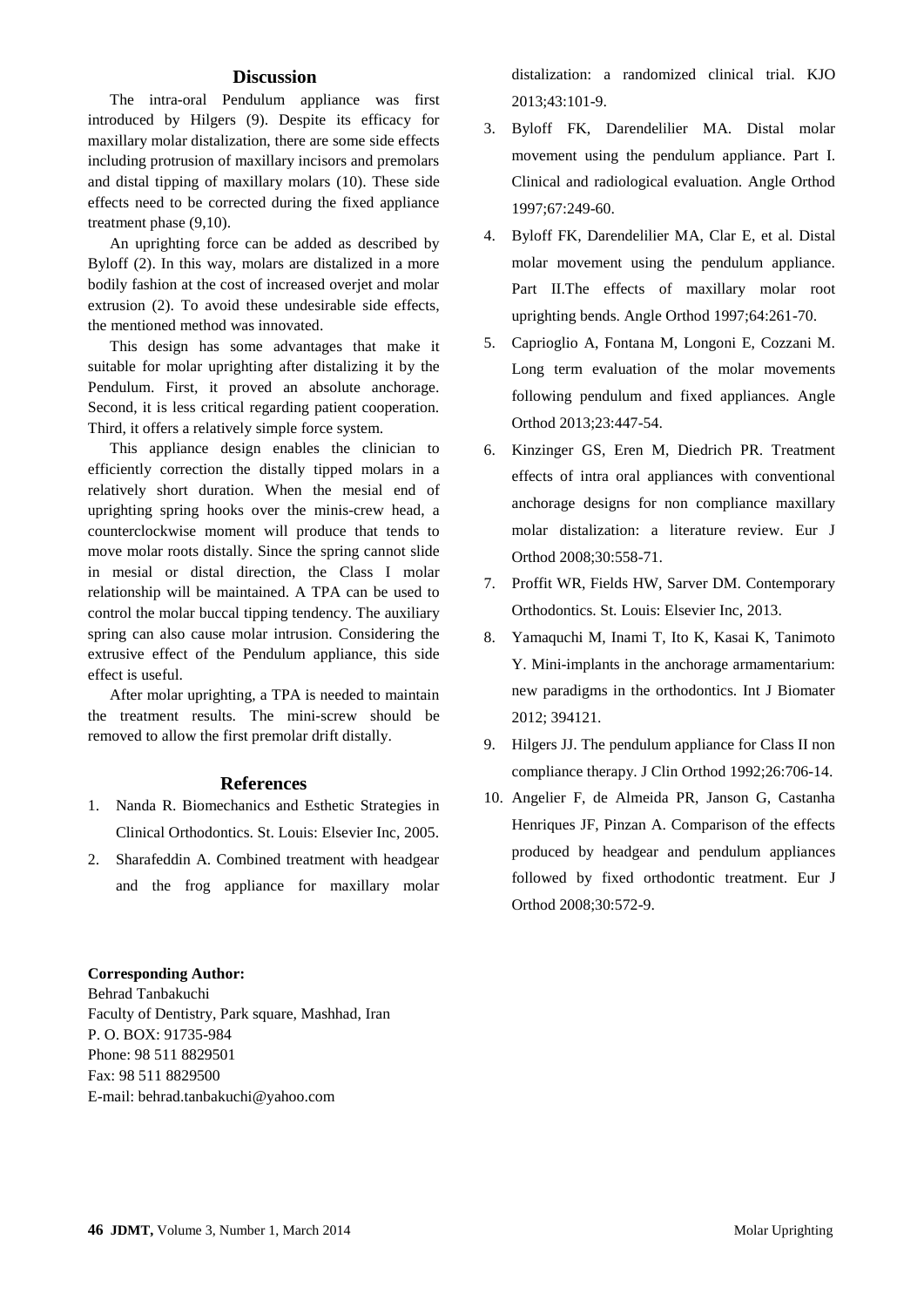## Discussion

The intra-oral Pendulum appliance was first introduced by Hilgers (9). Despite its efficacy for maxillary molar distalization, there are some side effects including protrusion of maxillary incisors and premolars and distal tipping of maxillary molars (10). These side effects need to be corrected during the fixed appliance treatment phase (9,10).

An uprighting force can be added as described by Byloff (2). In this way, molars are distalized in a more bodily fashion at the cost of increased overjet and molar extrusion (2). To avoid these undesirable side effects, the mentioned method was innovated.

This design has some advantages that make it suitable for molar uprighting after distalizing it by the Pendulum. First, it proved an absolute anchorage. Second, it is less critical regarding patient cooperation. Third, it offers a relatively simple force system.

This appliance design enables the clinician to efficiently correction the distally tipped molars in a relatively short duration. When the mesial end of uprighting spring hooks over the minis-crew head, a counterclockwise moment will produce that tends to move molar roots distally. Since the spring cannot slide in mesial or distal direction, the Class I molar relationship will be maintained. A TPA can be used to control the molar buccal tipping tendency. The auxiliary spring can also cause molar intrusion. Considering the extrusive effect of the Pendulum appliance, this side effect is useful.

After molar uprighting, a TPA is needed to maintain the treatment results. The mini-screw should be removed to allow the first premolar drift distally.

## References

1. Nanda R. Biomechanics and Esthetic Strategies in Clinical Orthodontics. St. Louis: Elsevier Inc, 2005.
2. Sharafeddin A. Combined treatment with headgear and the frog appliance for maxillary molar distalization: a randomized clinical trial. KJO 2013;43:101-9.
3. Byloff FK, Darendelilier MA. Distal molar movement using the pendulum appliance. Part I. Clinical and radiological evaluation. Angle Orthod 1997;67:249-60.
4. Byloff FK, Darendelilier MA, Clar E, et al. Distal molar movement using the pendulum appliance. Part II.The effects of maxillary molar root uprighting bends. Angle Orthod 1997;64:261-70.
5. Caprioglio A, Fontana M, Longoni E, Cozzani M. Long term evaluation of the molar movements following pendulum and fixed appliances. Angle Orthod 2013;23:447-54.
6. Kinzinger GS, Eren M, Diedrich PR. Treatment effects of intra oral appliances with conventional anchorage designs for non compliance maxillary molar distalization: a literature review. Eur J Orthod 2008;30:558-71.
7. Proffit WR, Fields HW, Sarver DM. Contemporary Orthodontics. St. Louis: Elsevier Inc, 2013.
8. Yamaquchi M, Inami T, Ito K, Kasai K, Tanimoto Y. Mini-implants in the anchorage armamentarium: new paradigms in the orthodontics. Int J Biomater 2012; 394121.
9. Hilgers JJ. The pendulum appliance for Class II non compliance therapy. J Clin Orthod 1992;26:706-14.
10. Angelier F, de Almeida PR, Janson G, Castanha Henriques JF, Pinzan A. Comparison of the effects produced by headgear and pendulum appliances followed by fixed orthodontic treatment. Eur J Orthod 2008;30:572-9.

**Corresponding Author:**
Behrad Tanbakuchi
Faculty of Dentistry, Park square, Mashhad, Iran
P. O. BOX: 91735-984
Phone: 98 511 8829501
Fax: 98 511 8829500
E-mail: behrad.tanbakuchi@yahoo.com